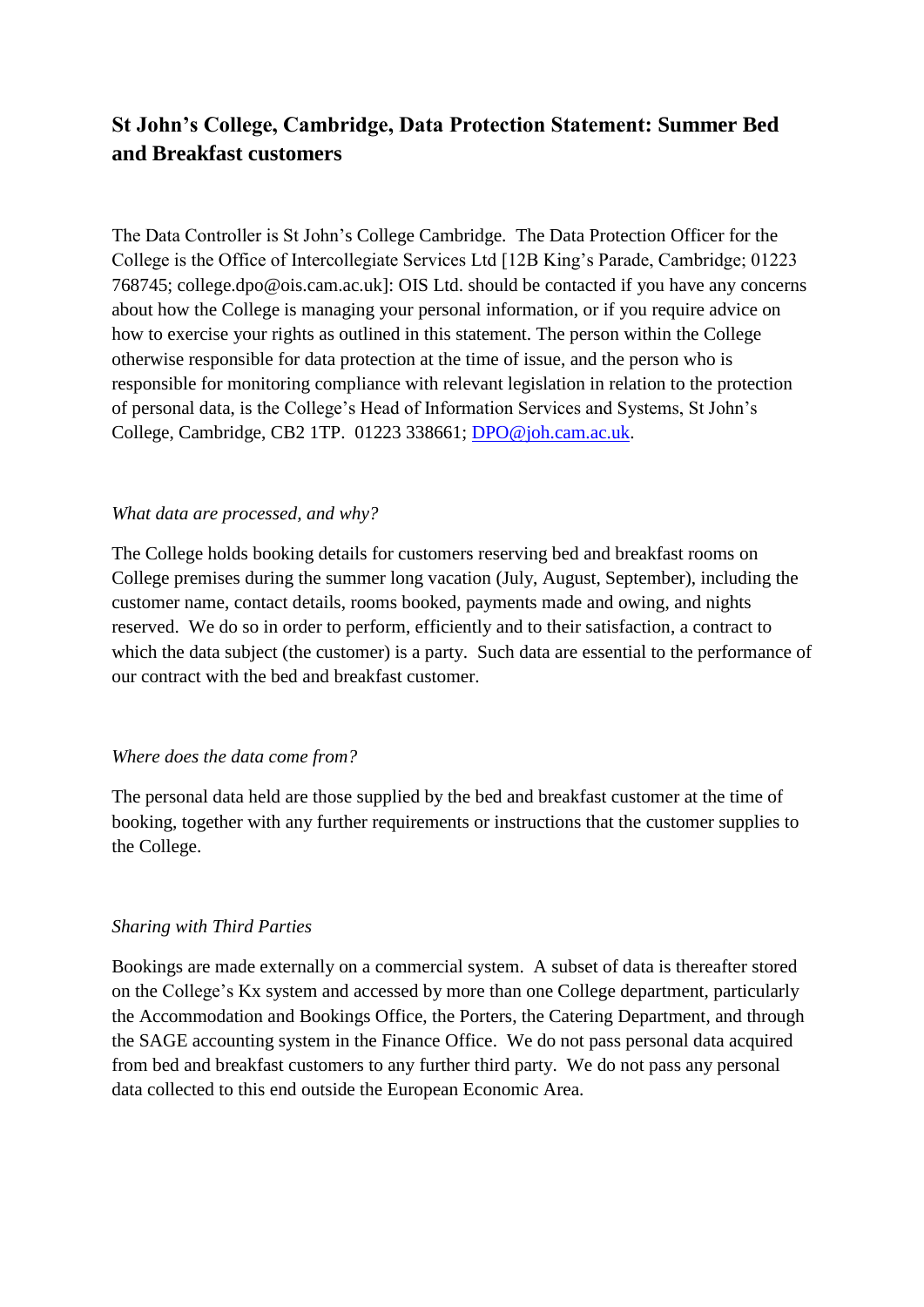# St John's College, Cambridge, Data Protection Statement: Summer Bed and Breakfast customers

The Data Controller is St John's College Cambridge. The Data Protection Officer for the College is the Office of Intercollegiate Services Ltd [12B King's Parade, Cambridge; 01223 768745; college.dpo@ois.cam.ac.uk]: OIS Ltd. should be contacted if you have any concerns about how the College is managing your personal information, or if you require advice on how to exercise your rights as outlined in this statement. The person within the College otherwise responsible for data protection at the time of issue, and the person who is responsible for monitoring compliance with relevant legislation in relation to the protection of personal data, is the College's Head of Information Services and Systems, St John's College, Cambridge, CB2 1TP. 01223 338661; DPO@joh.cam.ac.uk.

*What data are processed, and why?*

The College holds booking details for customers reserving bed and breakfast rooms on College premises during the summer long vacation (July, August, September), including the customer name, contact details, rooms booked, payments made and owing, and nights reserved. We do so in order to perform, efficiently and to their satisfaction, a contract to which the data subject (the customer) is a party. Such data are essential to the performance of our contract with the bed and breakfast customer.

*Where does the data come from?*

The personal data held are those supplied by the bed and breakfast customer at the time of booking, together with any further requirements or instructions that the customer supplies to the College.

*Sharing with Third Parties*

Bookings are made externally on a commercial system. A subset of data is thereafter stored on the College's Kx system and accessed by more than one College department, particularly the Accommodation and Bookings Office, the Porters, the Catering Department, and through the SAGE accounting system in the Finance Office. We do not pass personal data acquired from bed and breakfast customers to any further third party. We do not pass any personal data collected to this end outside the European Economic Area.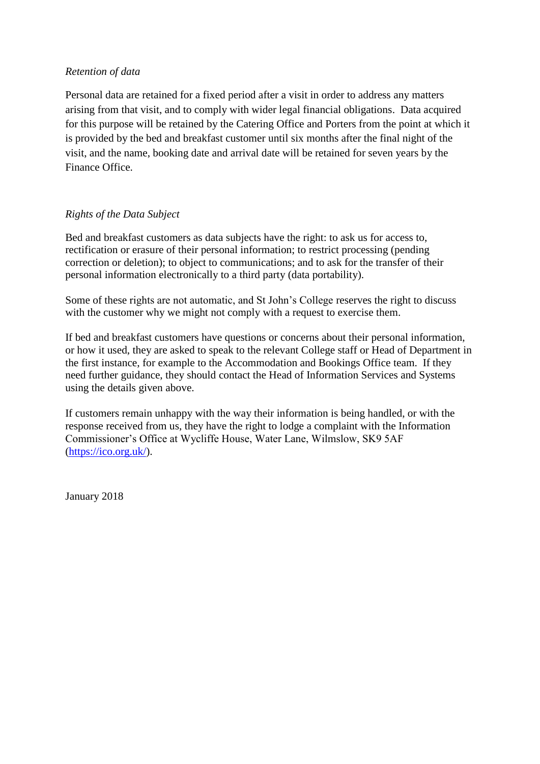*Retention of data*

Personal data are retained for a fixed period after a visit in order to address any matters arising from that visit, and to comply with wider legal financial obligations. Data acquired for this purpose will be retained by the Catering Office and Porters from the point at which it is provided by the bed and breakfast customer until six months after the final night of the visit, and the name, booking date and arrival date will be retained for seven years by the Finance Office.

*Rights of the Data Subject*

Bed and breakfast customers as data subjects have the right: to ask us for access to, rectification or erasure of their personal information; to restrict processing (pending correction or deletion); to object to communications; and to ask for the transfer of their personal information electronically to a third party (data portability).

Some of these rights are not automatic, and St John's College reserves the right to discuss with the customer why we might not comply with a request to exercise them.

If bed and breakfast customers have questions or concerns about their personal information, or how it used, they are asked to speak to the relevant College staff or Head of Department in the first instance, for example to the Accommodation and Bookings Office team. If they need further guidance, they should contact the Head of Information Services and Systems using the details given above.

If customers remain unhappy with the way their information is being handled, or with the response received from us, they have the right to lodge a complaint with the Information Commissioner's Office at Wycliffe House, Water Lane, Wilmslow, SK9 5AF (https://ico.org.uk/).

January 2018